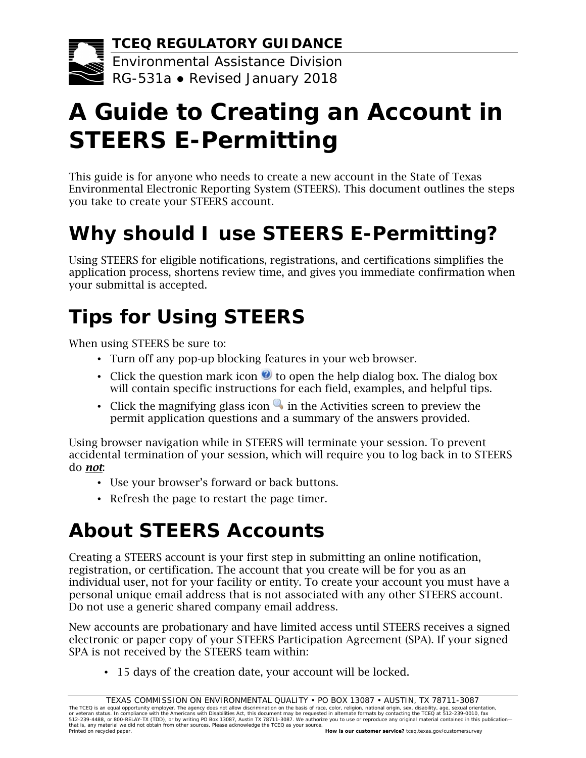**TCEQ REGULATORY GUIDANCE**

Environmental Assistance Division
RG-531a ● Revised January 2018

# A Guide to Creating an Account in STEERS E-Permitting

This guide is for anyone who needs to create a new account in the State of Texas Environmental Electronic Reporting System (STEERS). This document outlines the steps you take to create your STEERS account.

## Why should I use STEERS E-Permitting?

Using STEERS for eligible notifications, registrations, and certifications simplifies the application process, shortens review time, and gives you immediate confirmation when your submittal is accepted.

## Tips for Using STEERS

When using STEERS be sure to:

- Turn off any pop-up blocking features in your web browser.
- Click the question mark icon to open the help dialog box. The dialog box will contain specific instructions for each field, examples, and helpful tips.
- Click the magnifying glass icon in the Activities screen to preview the permit application questions and a summary of the answers provided.

Using browser navigation while in STEERS will terminate your session. To prevent accidental termination of your session, which will require you to log back in to STEERS do ***not***:

- Use your browser's forward or back buttons.
- Refresh the page to restart the page timer.

## About STEERS Accounts

Creating a STEERS account is your first step in submitting an online notification, registration, or certification. The account that you create will be for you as an individual user, not for your facility or entity. To create your account you must have a personal unique email address that is not associated with any other STEERS account. Do not use a generic shared company email address.

New accounts are probationary and have limited access until STEERS receives a signed electronic or paper copy of your STEERS Participation Agreement (SPA). If your signed SPA is not received by the STEERS team within:

- 15 days of the creation date, your account will be locked.

TEXAS COMMISSION ON ENVIRONMENTAL QUALITY • PO BOX 13087 • AUSTIN, TX 78711-3087

The TCEQ is an equal opportunity employer. The agency does not allow discrimination on the basis of race, color, religion, national origin, sex, disability, age, sexual orientation, or veteran status. In compliance with the Americans with Disabilities Act, this document may be requested in alternate formats by contacting the TCEQ at 512-239-0010, fax 512-239-4488, or 800-RELAY-TX (TDD), or by writing PO Box 13087, Austin TX 78711-3087. We authorize you to use or reproduce any original material contained in this publication—that is, any material we did not obtain from other sources. Please acknowledge the TCEQ as your source.
Printed on recycled paper.

**How is our customer service?** tceq.texas.gov/customersurvey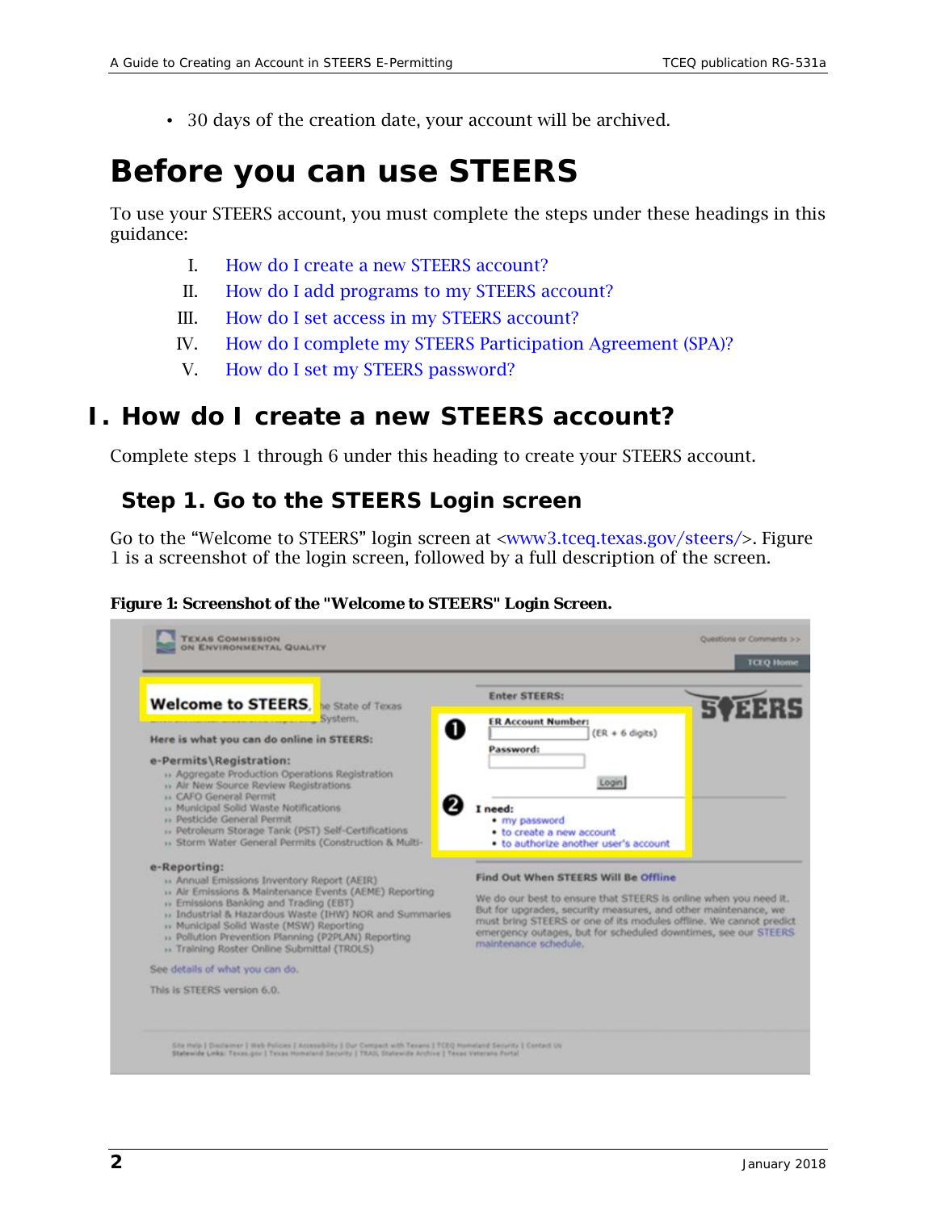- 30 days of the creation date, your account will be archived.

# Before you can use STEERS

To use your STEERS account, you must complete the steps under these headings in this guidance:

I. How do I create a new STEERS account?
II. How do I add programs to my STEERS account?
III. How do I set access in my STEERS account?
IV. How do I complete my STEERS Participation Agreement (SPA)?
V. How do I set my STEERS password?

# I. How do I create a new STEERS account?

Complete steps 1 through 6 under this heading to create your STEERS account.

## Step 1. Go to the STEERS Login screen

Go to the "Welcome to STEERS" login screen at <www3.tceq.texas.gov/steers/>. Figure 1 is a screenshot of the login screen, followed by a full description of the screen.

**Figure 1: Screenshot of the "Welcome to STEERS" Login Screen.**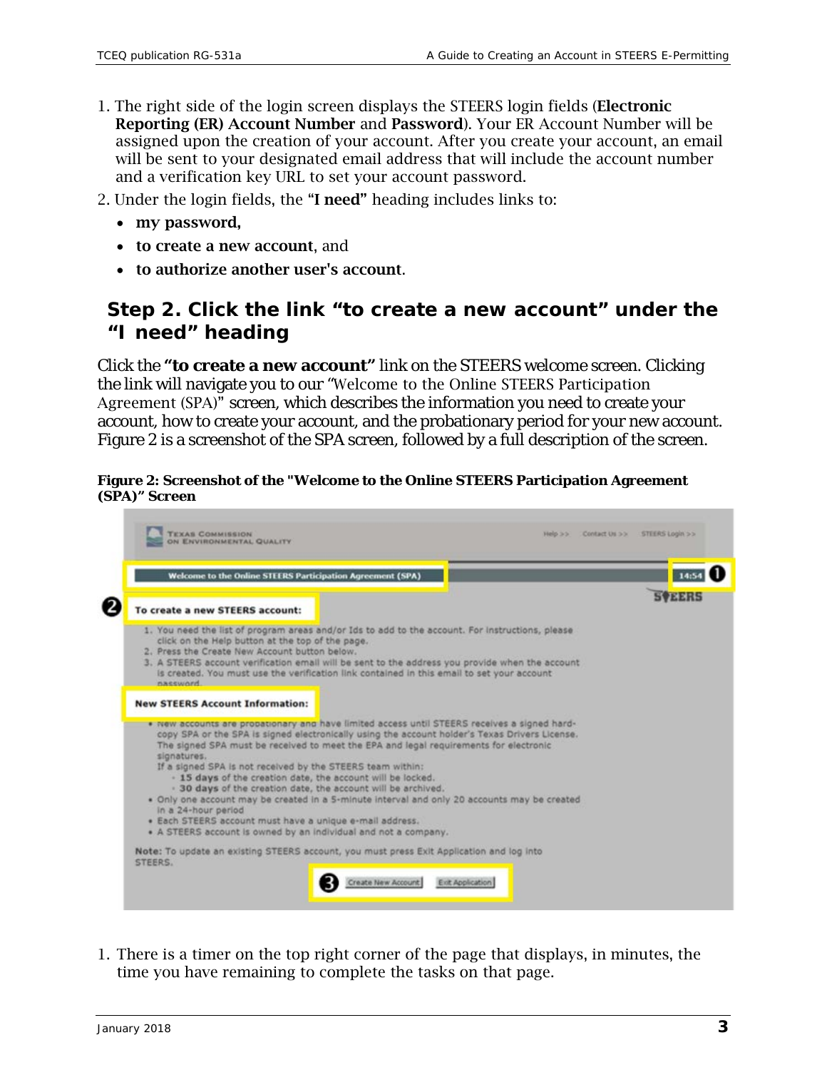1. The right side of the login screen displays the STEERS login fields (**Electronic Reporting (ER) Account Number** and **Password**). Your ER Account Number will be assigned upon the creation of your account. After you create your account, an email will be sent to your designated email address that will include the account number and a verification key URL to set your account password.
2. Under the login fields, the "**I need**" heading includes links to:
   - **my password,**
   - **to create a new account**, and
   - **to authorize another user's account**.

## Step 2. Click the link "to create a new account" under the "I need" heading

Click the **"to create a new account"** link on the STEERS welcome screen. Clicking the link will navigate you to our "Welcome to the Online STEERS Participation Agreement (SPA)" screen, which describes the information you need to create your account, how to create your account, and the probationary period for your new account. Figure 2 is a screenshot of the SPA screen, followed by a full description of the screen.

**Figure 2: Screenshot of the "Welcome to the Online STEERS Participation Agreement (SPA)" Screen**

1. There is a timer on the top right corner of the page that displays, in minutes, the time you have remaining to complete the tasks on that page.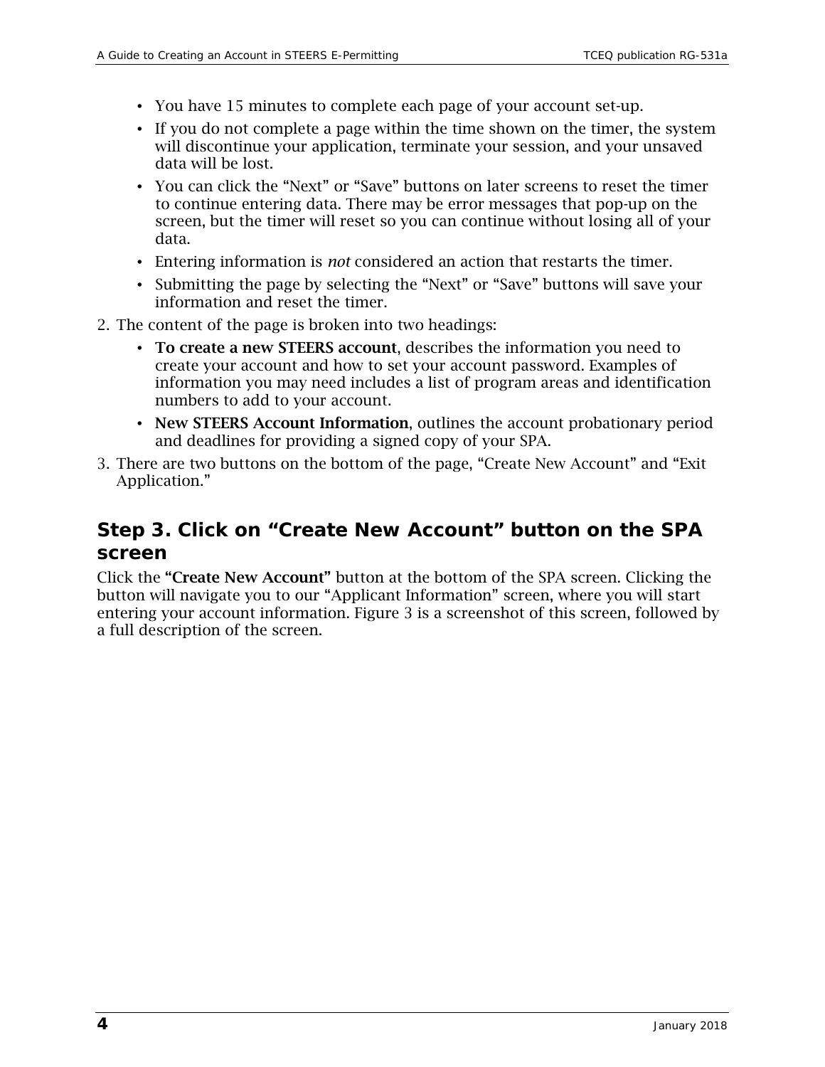- You have 15 minutes to complete each page of your account set-up.
- If you do not complete a page within the time shown on the timer, the system will discontinue your application, terminate your session, and your unsaved data will be lost.
- You can click the “Next” or “Save” buttons on later screens to reset the timer to continue entering data. There may be error messages that pop-up on the screen, but the timer will reset so you can continue without losing all of your data.
- Entering information is *not* considered an action that restarts the timer.
- Submitting the page by selecting the “Next” or “Save” buttons will save your information and reset the timer.

2. The content of the page is broken into two headings:
   - **To create a new STEERS account**, describes the information you need to create your account and how to set your account password. Examples of information you may need includes a list of program areas and identification numbers to add to your account.
   - **New STEERS Account Information**, outlines the account probationary period and deadlines for providing a signed copy of your SPA.
3. There are two buttons on the bottom of the page, “Create New Account” and “Exit Application.”

## Step 3. Click on “Create New Account” button on the SPA screen

Click the **“Create New Account”** button at the bottom of the SPA screen. Clicking the button will navigate you to our “Applicant Information” screen, where you will start entering your account information. Figure 3 is a screenshot of this screen, followed by a full description of the screen.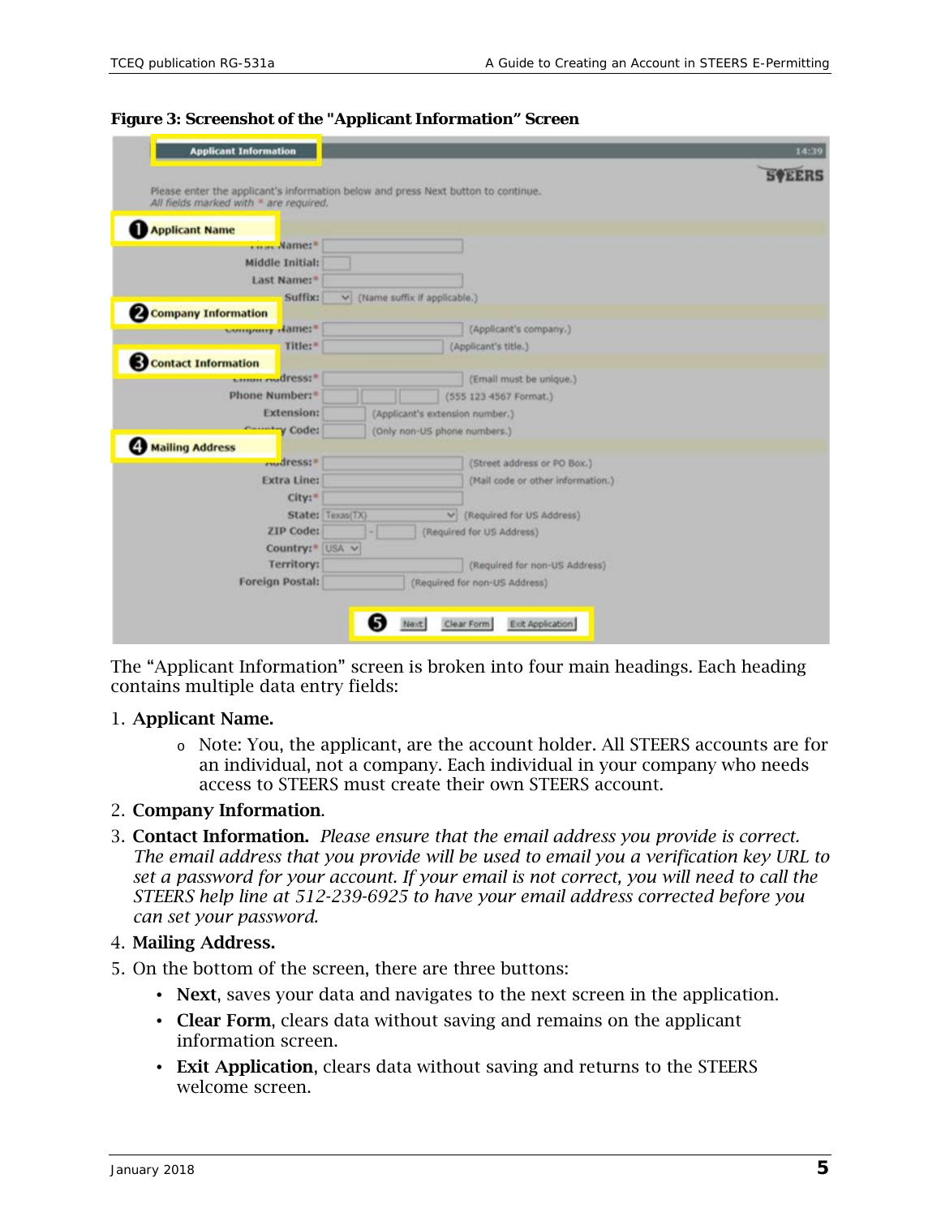**Figure 3: Screenshot of the "Applicant Information" Screen**

The "Applicant Information" screen is broken into four main headings. Each heading contains multiple data entry fields:

1. **Applicant Name.**
   - Note: You, the applicant, are the account holder. All STEERS accounts are for an individual, not a company. Each individual in your company who needs access to STEERS must create their own STEERS account.
2. **Company Information**.
3. **Contact Information.** *Please ensure that the email address you provide is correct. The email address that you provide will be used to email you a verification key URL to set a password for your account. If your email is not correct, you will need to call the STEERS help line at 512-239-6925 to have your email address corrected before you can set your password.*
4. **Mailing Address.**
5. On the bottom of the screen, there are three buttons:
   - **Next**, saves your data and navigates to the next screen in the application.
   - **Clear Form**, clears data without saving and remains on the applicant information screen.
   - **Exit Application**, clears data without saving and returns to the STEERS welcome screen.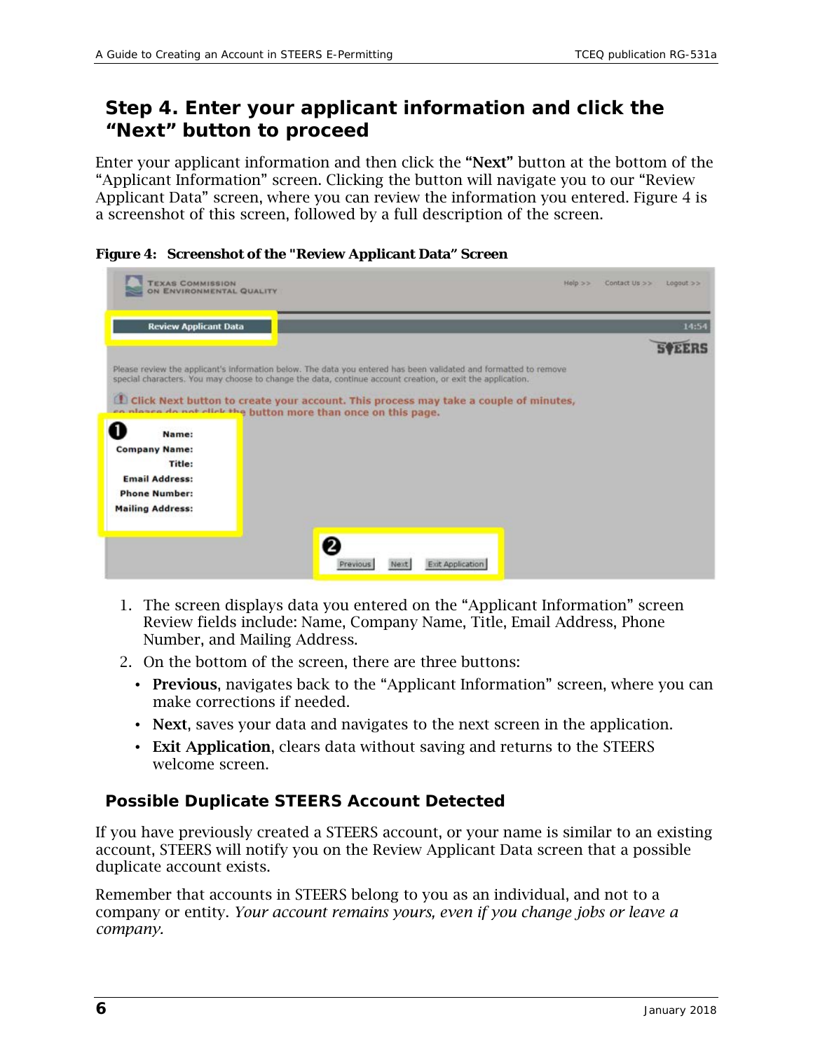## Step 4. Enter your applicant information and click the "Next" button to proceed

Enter your applicant information and then click the **"Next"** button at the bottom of the "Applicant Information" screen. Clicking the button will navigate you to our "Review Applicant Data" screen, where you can review the information you entered. Figure 4 is a screenshot of this screen, followed by a full description of the screen.

**Figure 4: Screenshot of the "Review Applicant Data" Screen**

1. The screen displays data you entered on the "Applicant Information" screen Review fields include: Name, Company Name, Title, Email Address, Phone Number, and Mailing Address.
2. On the bottom of the screen, there are three buttons:
   - **Previous**, navigates back to the "Applicant Information" screen, where you can make corrections if needed.
   - **Next**, saves your data and navigates to the next screen in the application.
   - **Exit Application**, clears data without saving and returns to the STEERS welcome screen.

### Possible Duplicate STEERS Account Detected

If you have previously created a STEERS account, or your name is similar to an existing account, STEERS will notify you on the Review Applicant Data screen that a possible duplicate account exists.

Remember that accounts in STEERS belong to you as an individual, and not to a company or entity. *Your account remains yours, even if you change jobs or leave a company.*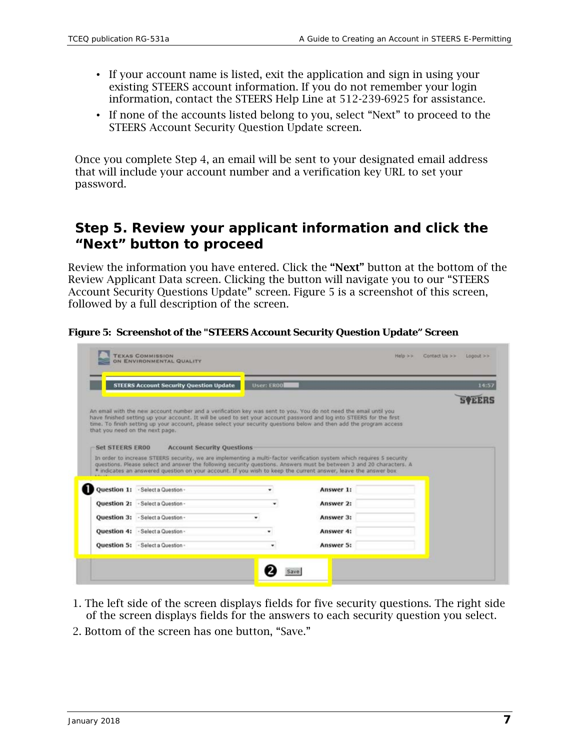- If your account name is listed, exit the application and sign in using your existing STEERS account information. If you do not remember your login information, contact the STEERS Help Line at 512-239-6925 for assistance.
- If none of the accounts listed belong to you, select “Next” to proceed to the STEERS Account Security Question Update screen.

Once you complete Step 4, an email will be sent to your designated email address that will include your account number and a verification key URL to set your password.

## Step 5. Review your applicant information and click the “Next” button to proceed

Review the information you have entered. Click the **“Next”** button at the bottom of the Review Applicant Data screen. Clicking the button will navigate you to our “STEERS Account Security Questions Update” screen. Figure 5 is a screenshot of this screen, followed by a full description of the screen.

**Figure 5: Screenshot of the "STEERS Account Security Question Update” Screen**

1. The left side of the screen displays fields for five security questions. The right side of the screen displays fields for the answers to each security question you select.
2. Bottom of the screen has one button, “Save.”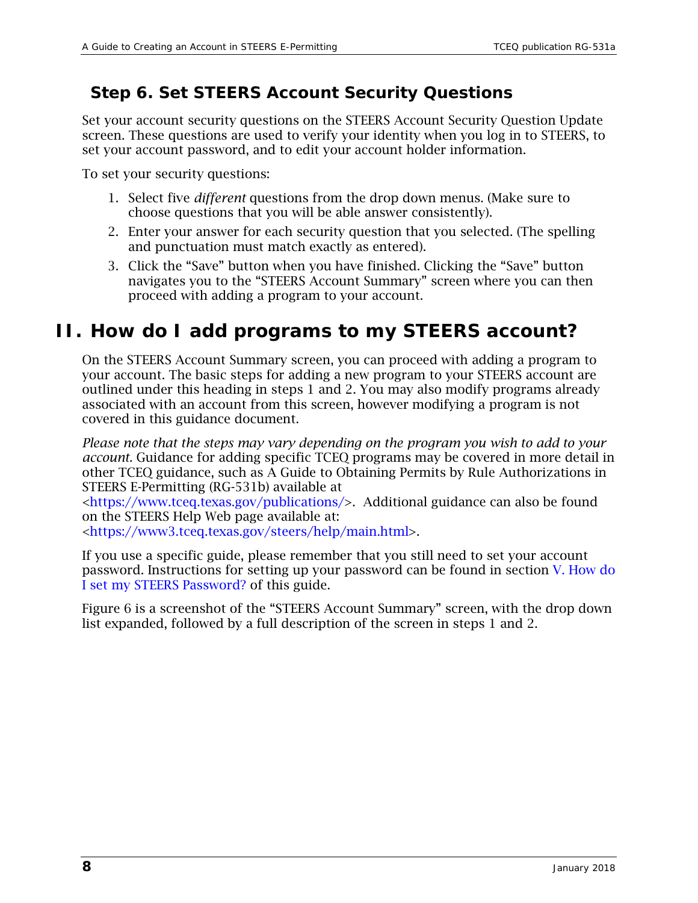### Step 6. Set STEERS Account Security Questions

Set your account security questions on the STEERS Account Security Question Update screen. These questions are used to verify your identity when you log in to STEERS, to set your account password, and to edit your account holder information.

To set your security questions:

1. Select five *different* questions from the drop down menus. (Make sure to choose questions that you will be able answer consistently).
2. Enter your answer for each security question that you selected. (The spelling and punctuation must match exactly as entered).
3. Click the "Save" button when you have finished. Clicking the "Save" button navigates you to the "STEERS Account Summary" screen where you can then proceed with adding a program to your account.

## II. How do I add programs to my STEERS account?

On the STEERS Account Summary screen, you can proceed with adding a program to your account. The basic steps for adding a new program to your STEERS account are outlined under this heading in steps 1 and 2. You may also modify programs already associated with an account from this screen, however modifying a program is not covered in this guidance document.

*Please note that the steps may vary depending on the program you wish to add to your account.* Guidance for adding specific TCEQ programs may be covered in more detail in other TCEQ guidance, such as A Guide to Obtaining Permits by Rule Authorizations in STEERS E-Permitting (RG-531b) available at <https://www.tceq.texas.gov/publications/>. Additional guidance can also be found on the STEERS Help Web page available at: <https://www3.tceq.texas.gov/steers/help/main.html>.

If you use a specific guide, please remember that you still need to set your account password. Instructions for setting up your password can be found in section V. How do I set my STEERS Password? of this guide.

Figure 6 is a screenshot of the "STEERS Account Summary" screen, with the drop down list expanded, followed by a full description of the screen in steps 1 and 2.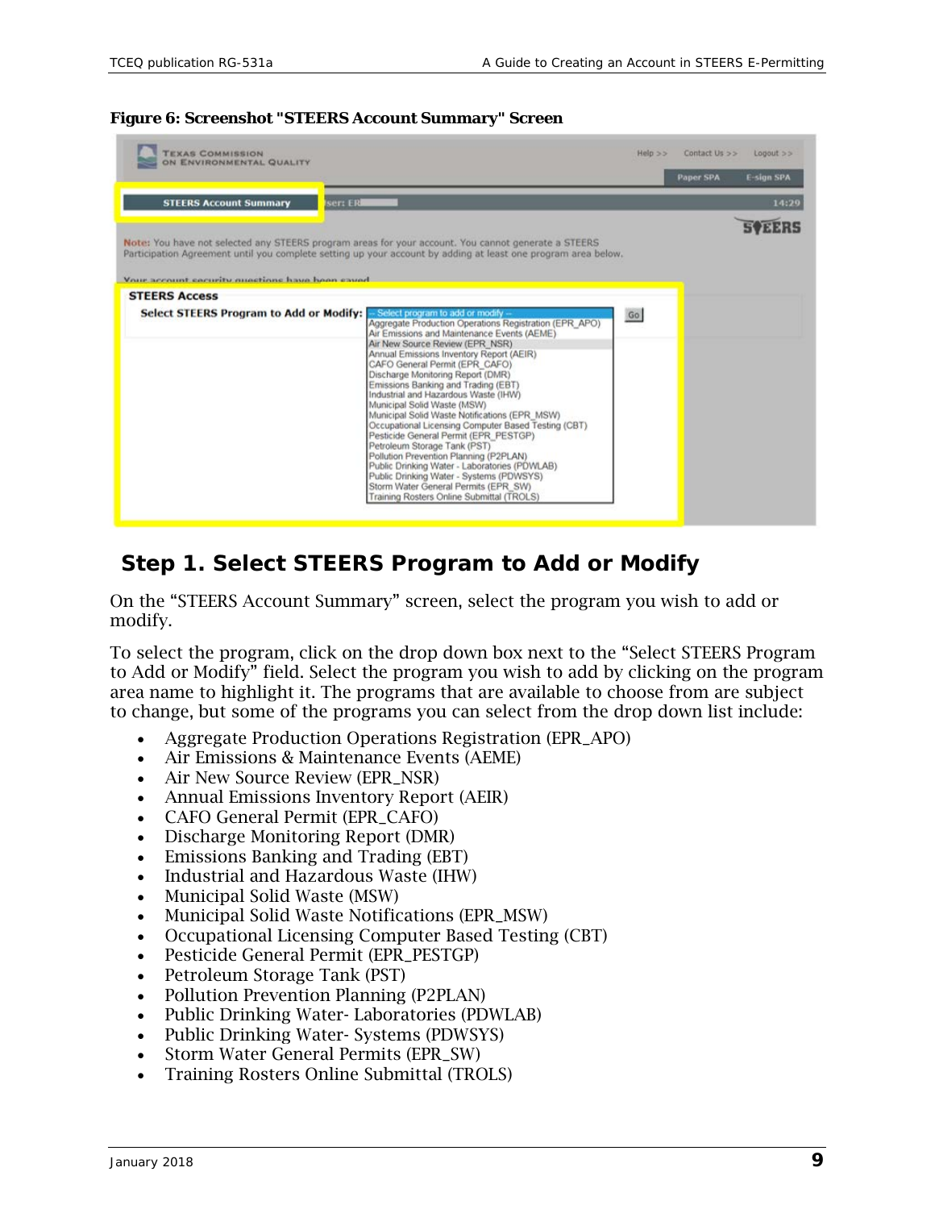**Figure 6: Screenshot "STEERS Account Summary" Screen**

## Step 1. Select STEERS Program to Add or Modify

On the "STEERS Account Summary" screen, select the program you wish to add or modify.

To select the program, click on the drop down box next to the "Select STEERS Program to Add or Modify" field. Select the program you wish to add by clicking on the program area name to highlight it. The programs that are available to choose from are subject to change, but some of the programs you can select from the drop down list include:

- Aggregate Production Operations Registration (EPR_APO)
- Air Emissions & Maintenance Events (AEME)
- Air New Source Review (EPR_NSR)
- Annual Emissions Inventory Report (AEIR)
- CAFO General Permit (EPR_CAFO)
- Discharge Monitoring Report (DMR)
- Emissions Banking and Trading (EBT)
- Industrial and Hazardous Waste (IHW)
- Municipal Solid Waste (MSW)
- Municipal Solid Waste Notifications (EPR_MSW)
- Occupational Licensing Computer Based Testing (CBT)
- Pesticide General Permit (EPR_PESTGP)
- Petroleum Storage Tank (PST)
- Pollution Prevention Planning (P2PLAN)
- Public Drinking Water- Laboratories (PDWLAB)
- Public Drinking Water- Systems (PDWSYS)
- Storm Water General Permits (EPR_SW)
- Training Rosters Online Submittal (TROLS)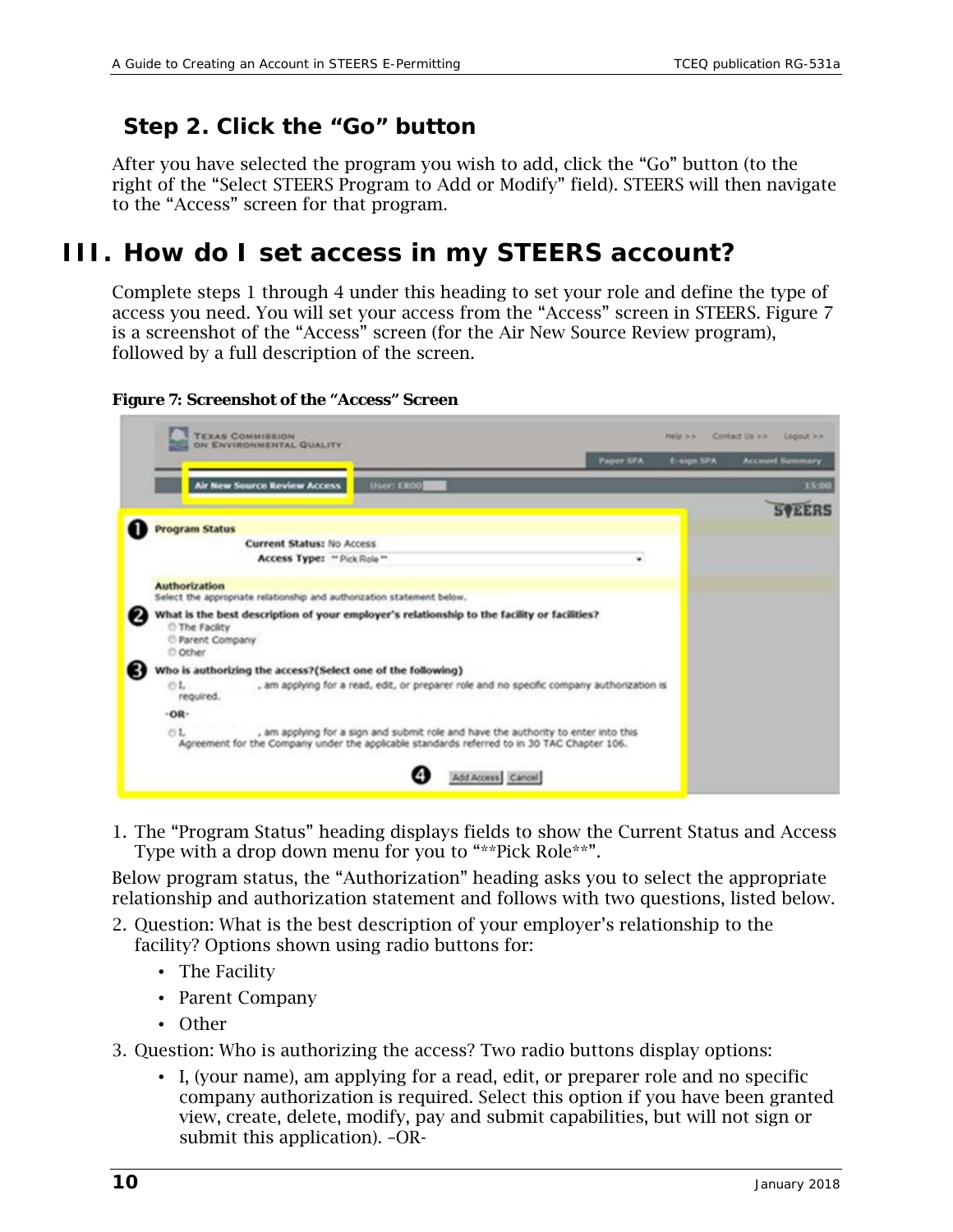### Step 2. Click the "Go" button

After you have selected the program you wish to add, click the "Go" button (to the right of the "Select STEERS Program to Add or Modify" field). STEERS will then navigate to the "Access" screen for that program.

## III. How do I set access in my STEERS account?

Complete steps 1 through 4 under this heading to set your role and define the type of access you need. You will set your access from the "Access" screen in STEERS. Figure 7 is a screenshot of the "Access" screen (for the Air New Source Review program), followed by a full description of the screen.

**Figure 7: Screenshot of the "Access" Screen**

1. The "Program Status" heading displays fields to show the Current Status and Access Type with a drop down menu for you to "**Pick Role**".

Below program status, the "Authorization" heading asks you to select the appropriate relationship and authorization statement and follows with two questions, listed below.

2. Question: What is the best description of your employer's relationship to the facility? Options shown using radio buttons for:
   - The Facility
   - Parent Company
   - Other
3. Question: Who is authorizing the access? Two radio buttons display options:
   - I, (your name), am applying for a read, edit, or preparer role and no specific company authorization is required. Select this option if you have been granted view, create, delete, modify, pay and submit capabilities, but will not sign or submit this application). –OR-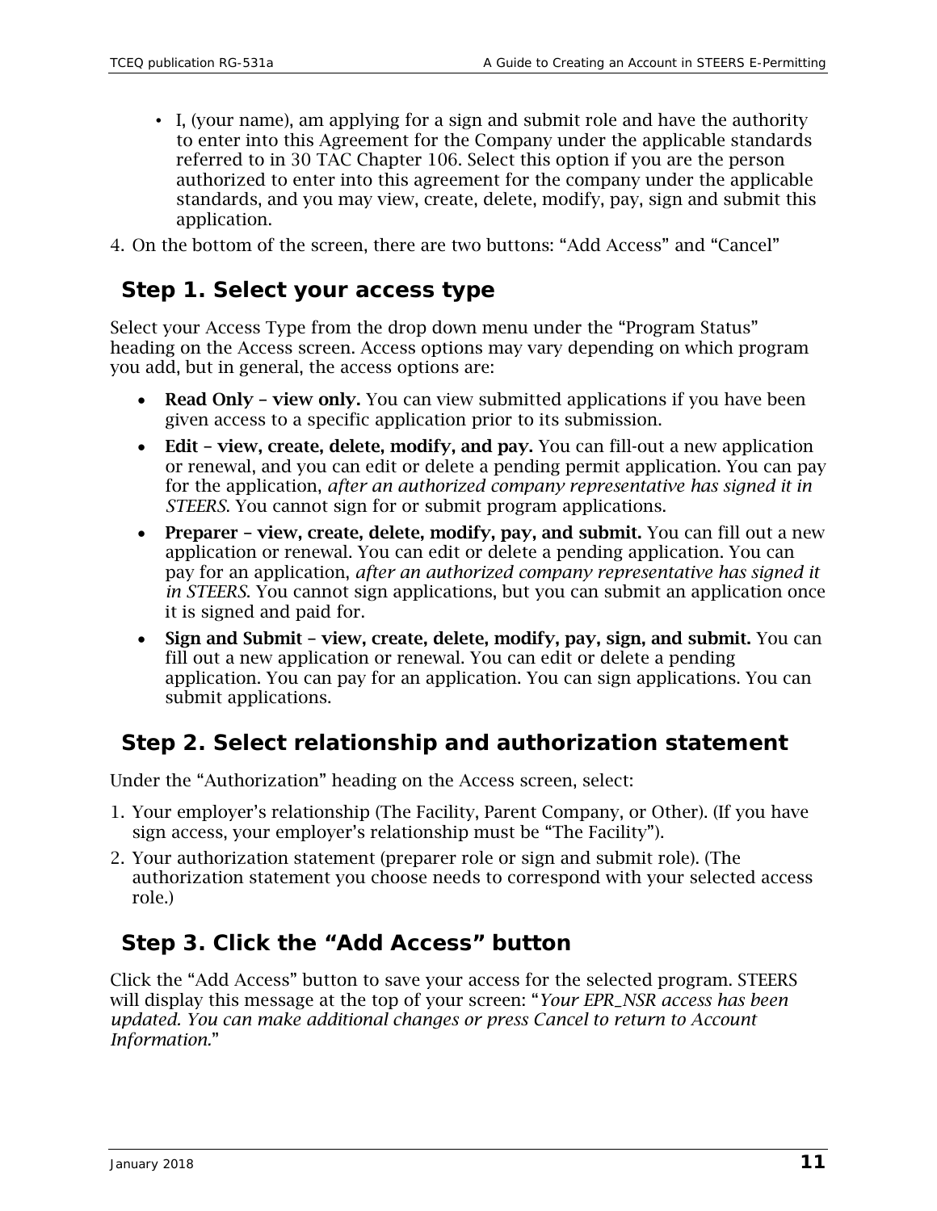- I, (your name), am applying for a sign and submit role and have the authority to enter into this Agreement for the Company under the applicable standards referred to in 30 TAC Chapter 106. Select this option if you are the person authorized to enter into this agreement for the company under the applicable standards, and you may view, create, delete, modify, pay, sign and submit this application.

4. On the bottom of the screen, there are two buttons: “Add Access” and “Cancel”

## Step 1. Select your access type

Select your Access Type from the drop down menu under the “Program Status” heading on the Access screen. Access options may vary depending on which program you add, but in general, the access options are:

- **Read Only – view only.** You can view submitted applications if you have been given access to a specific application prior to its submission.
- **Edit – view, create, delete, modify, and pay.** You can fill-out a new application or renewal, and you can edit or delete a pending permit application. You can pay for the application, *after an authorized company representative has signed it in STEERS*. You cannot sign for or submit program applications.
- **Preparer – view, create, delete, modify, pay, and submit.** You can fill out a new application or renewal. You can edit or delete a pending application. You can pay for an application, *after an authorized company representative has signed it in STEERS*. You cannot sign applications, but you can submit an application once it is signed and paid for.
- **Sign and Submit – view, create, delete, modify, pay, sign, and submit.** You can fill out a new application or renewal. You can edit or delete a pending application. You can pay for an application. You can sign applications. You can submit applications.

## Step 2. Select relationship and authorization statement

Under the “Authorization” heading on the Access screen, select:

1. Your employer’s relationship (The Facility, Parent Company, or Other). (If you have sign access, your employer’s relationship must be “The Facility”).
2. Your authorization statement (preparer role or sign and submit role). (The authorization statement you choose needs to correspond with your selected access role.)

## Step 3. Click the “Add Access” button

Click the “Add Access” button to save your access for the selected program. STEERS will display this message at the top of your screen: “*Your EPR_NSR access has been updated. You can make additional changes or press Cancel to return to Account Information.*”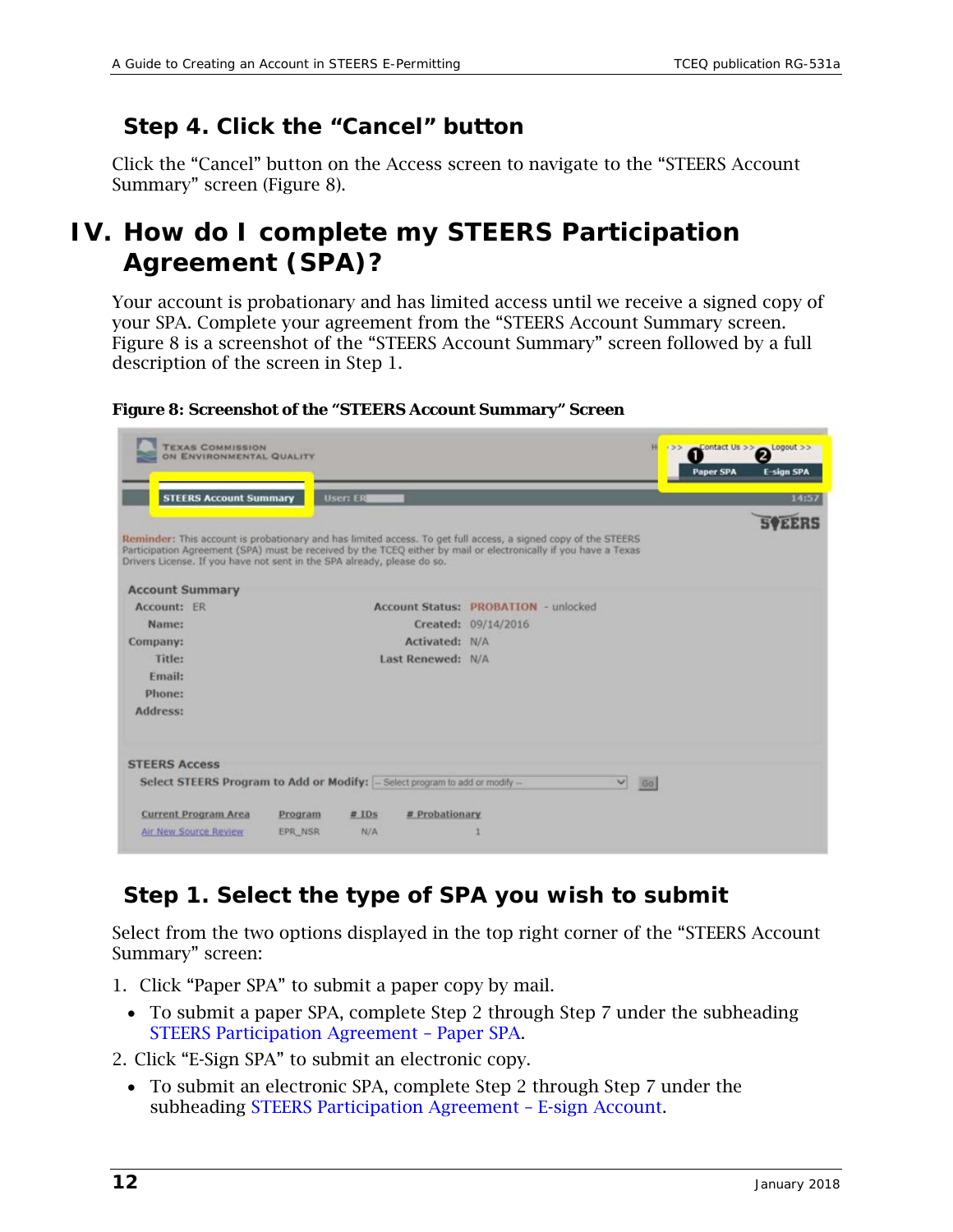## Step 4. Click the "Cancel" button

Click the "Cancel" button on the Access screen to navigate to the "STEERS Account Summary" screen (Figure 8).

# IV. How do I complete my STEERS Participation Agreement (SPA)?

Your account is probationary and has limited access until we receive a signed copy of your SPA. Complete your agreement from the "STEERS Account Summary screen. Figure 8 is a screenshot of the "STEERS Account Summary" screen followed by a full description of the screen in Step 1.

**Figure 8: Screenshot of the "STEERS Account Summary" Screen**

## Step 1. Select the type of SPA you wish to submit

Select from the two options displayed in the top right corner of the "STEERS Account Summary" screen:

1. Click "Paper SPA" to submit a paper copy by mail.
   - To submit a paper SPA, complete Step 2 through Step 7 under the subheading STEERS Participation Agreement – Paper SPA.
2. Click "E-Sign SPA" to submit an electronic copy.
   - To submit an electronic SPA, complete Step 2 through Step 7 under the subheading STEERS Participation Agreement – E-sign Account.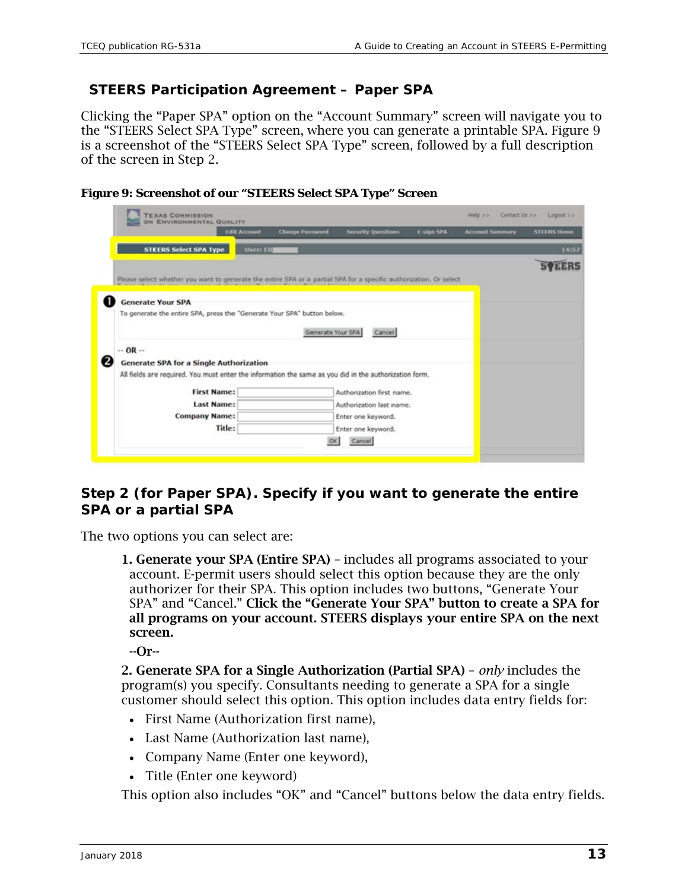## STEERS Participation Agreement – Paper SPA

Clicking the "Paper SPA" option on the "Account Summary" screen will navigate you to the "STEERS Select SPA Type" screen, where you can generate a printable SPA. Figure 9 is a screenshot of the "STEERS Select SPA Type" screen, followed by a full description of the screen in Step 2.

**Figure 9: Screenshot of our "STEERS Select SPA Type" Screen**

### Step 2 (for Paper SPA). Specify if you want to generate the entire SPA or a partial SPA

The two options you can select are:

1. **Generate your SPA (Entire SPA)** – includes all programs associated to your account. E-permit users should select this option because they are the only authorizer for their SPA. This option includes two buttons, "Generate Your SPA" and "Cancel." **Click the "Generate Your SPA" button to create a SPA for all programs on your account. STEERS displays your entire SPA on the next screen.**

   --Or--

2. **Generate SPA for a Single Authorization (Partial SPA)** – *only* includes the program(s) you specify. Consultants needing to generate a SPA for a single customer should select this option. This option includes data entry fields for:

   - First Name (Authorization first name),
   - Last Name (Authorization last name),
   - Company Name (Enter one keyword),
   - Title (Enter one keyword)

   This option also includes "OK" and "Cancel" buttons below the data entry fields.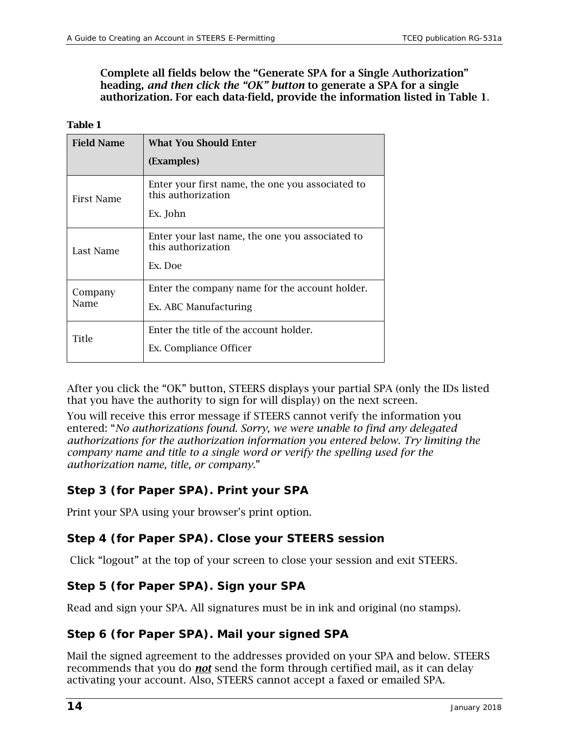**Complete all fields below the "Generate SPA for a Single Authorization" heading, *and then click the "OK" button* to generate a SPA for a single authorization. For each data-field, provide the information listed in Table 1**.

**Table 1**

| **Field Name** | **What You Should Enter (Examples)** |
|---|---|
| First Name | Enter your first name, the one you associated to this authorization<br>Ex. John |
| Last Name | Enter your last name, the one you associated to this authorization<br>Ex. Doe |
| Company Name | Enter the company name for the account holder.<br>Ex. ABC Manufacturing |
| Title | Enter the title of the account holder.<br>Ex. Compliance Officer |

After you click the "OK" button, STEERS displays your partial SPA (only the IDs listed that you have the authority to sign for will display) on the next screen.

You will receive this error message if STEERS cannot verify the information you entered: "*No authorizations found. Sorry, we were unable to find any delegated authorizations for the authorization information you entered below. Try limiting the company name and title to a single word or verify the spelling used for the authorization name, title, or company.*"

### Step 3 (for Paper SPA). Print your SPA

Print your SPA using your browser's print option.

### Step 4 (for Paper SPA). Close your STEERS session

Click "logout" at the top of your screen to close your session and exit STEERS.

### Step 5 (for Paper SPA). Sign your SPA

Read and sign your SPA. All signatures must be in ink and original (no stamps).

### Step 6 (for Paper SPA). Mail your signed SPA

Mail the signed agreement to the addresses provided on your SPA and below. STEERS recommends that you do ***not*** send the form through certified mail, as it can delay activating your account. Also, STEERS cannot accept a faxed or emailed SPA.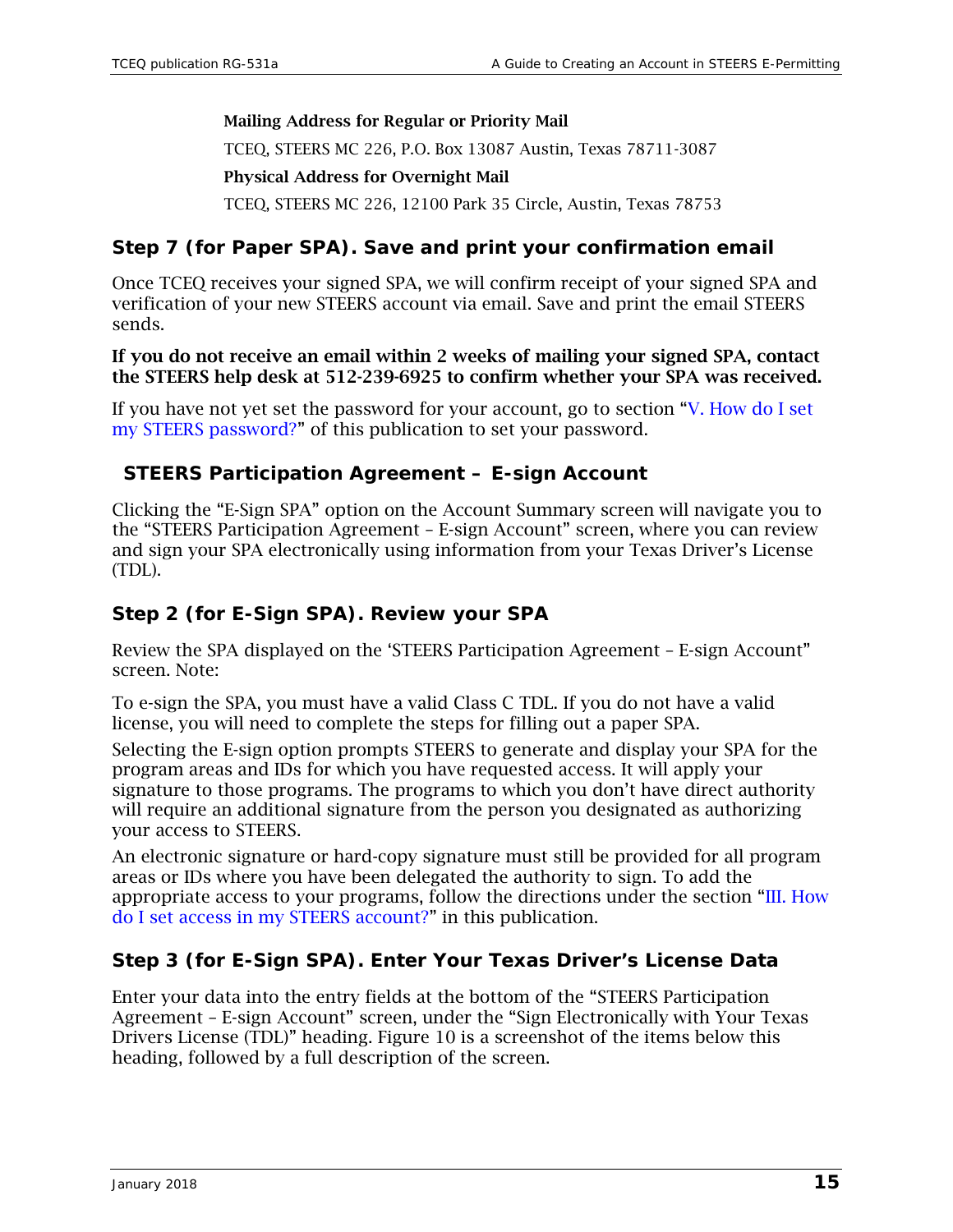**Mailing Address for Regular or Priority Mail**

TCEQ, STEERS MC 226, P.O. Box 13087 Austin, Texas 78711-3087

**Physical Address for Overnight Mail**

TCEQ, STEERS MC 226, 12100 Park 35 Circle, Austin, Texas 78753

### Step 7 (for Paper SPA). Save and print your confirmation email

Once TCEQ receives your signed SPA, we will confirm receipt of your signed SPA and verification of your new STEERS account via email. Save and print the email STEERS sends.

**If you do not receive an email within 2 weeks of mailing your signed SPA, contact the STEERS help desk at 512-239-6925 to confirm whether your SPA was received.**

If you have not yet set the password for your account, go to section "V. How do I set my STEERS password?" of this publication to set your password.

### STEERS Participation Agreement – E-sign Account

Clicking the "E-Sign SPA" option on the Account Summary screen will navigate you to the "STEERS Participation Agreement – E-sign Account" screen, where you can review and sign your SPA electronically using information from your Texas Driver's License (TDL).

### Step 2 (for E-Sign SPA). Review your SPA

Review the SPA displayed on the 'STEERS Participation Agreement – E-sign Account" screen. Note:

To e-sign the SPA, you must have a valid Class C TDL. If you do not have a valid license, you will need to complete the steps for filling out a paper SPA.

Selecting the E-sign option prompts STEERS to generate and display your SPA for the program areas and IDs for which you have requested access. It will apply your signature to those programs. The programs to which you don't have direct authority will require an additional signature from the person you designated as authorizing your access to STEERS.

An electronic signature or hard-copy signature must still be provided for all program areas or IDs where you have been delegated the authority to sign. To add the appropriate access to your programs, follow the directions under the section "III. How do I set access in my STEERS account?" in this publication.

### Step 3 (for E-Sign SPA). Enter Your Texas Driver's License Data

Enter your data into the entry fields at the bottom of the "STEERS Participation Agreement – E-sign Account" screen, under the "Sign Electronically with Your Texas Drivers License (TDL)" heading. Figure 10 is a screenshot of the items below this heading, followed by a full description of the screen.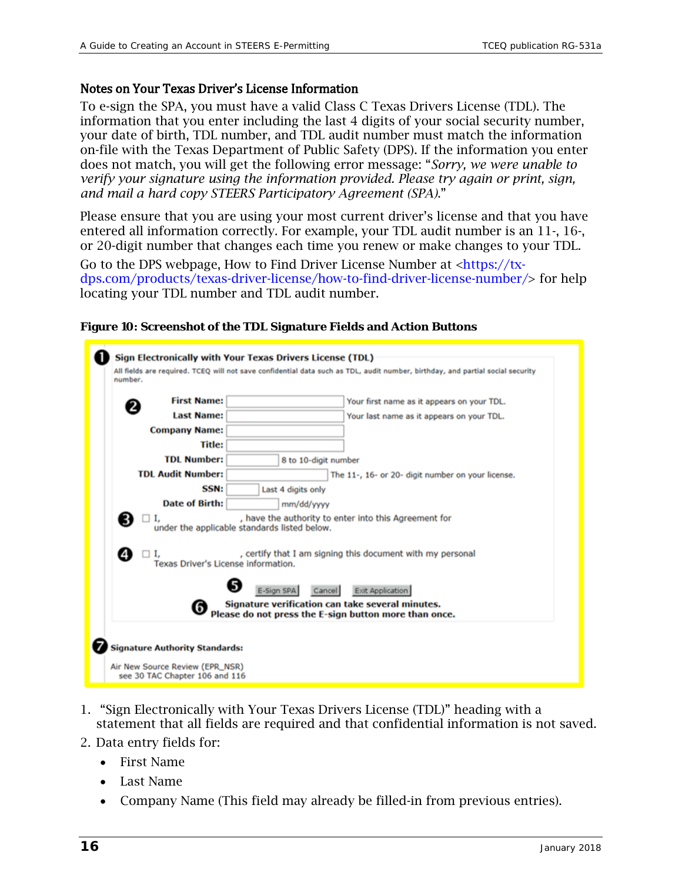### Notes on Your Texas Driver's License Information

To e-sign the SPA, you must have a valid Class C Texas Drivers License (TDL). The information that you enter including the last 4 digits of your social security number, your date of birth, TDL number, and TDL audit number must match the information on-file with the Texas Department of Public Safety (DPS). If the information you enter does not match, you will get the following error message: "*Sorry, we were unable to verify your signature using the information provided. Please try again or print, sign, and mail a hard copy STEERS Participatory Agreement (SPA).*"

Please ensure that you are using your most current driver's license and that you have entered all information correctly. For example, your TDL audit number is an 11-, 16-, or 20-digit number that changes each time you renew or make changes to your TDL.

Go to the DPS webpage, How to Find Driver License Number at <https://tx-dps.com/products/texas-driver-license/how-to-find-driver-license-number/> for help locating your TDL number and TDL audit number.

**Figure 10: Screenshot of the TDL Signature Fields and Action Buttons**

1. **Sign Electronically with Your Texas Drivers License (TDL)**

   All fields are required. TCEQ will not save confidential data such as TDL, audit number, birthday, and partial social security number.

2. **First Name:** ______ Your first name as it appears on your TDL.
   **Last Name:** ______ Your last name as it appears on your TDL.
   **Company Name:** ______
   **Title:** ______
   **TDL Number:** ______ 8 to 10-digit number
   **TDL Audit Number:** ______ The 11-, 16- or 20- digit number on your license.
   **SSN:** ______ Last 4 digits only
   **Date of Birth:** ______ mm/dd/yyyy

3. ☐ I, ______, have the authority to enter into this Agreement for under the applicable standards listed below.

4. ☐ I, ______, certify that I am signing this document with my personal Texas Driver's License information.

5. [E-Sign SPA] [Cancel] [Exit Application]

6. **Signature verification can take several minutes. Please do not press the E-sign button more than once.**

7. **Signature Authority Standards:**

   Air New Source Review (EPR_NSR)
   see 30 TAC Chapter 106 and 116

1. "Sign Electronically with Your Texas Drivers License (TDL)" heading with a statement that all fields are required and that confidential information is not saved.
2. Data entry fields for:
   - First Name
   - Last Name
   - Company Name (This field may already be filled-in from previous entries).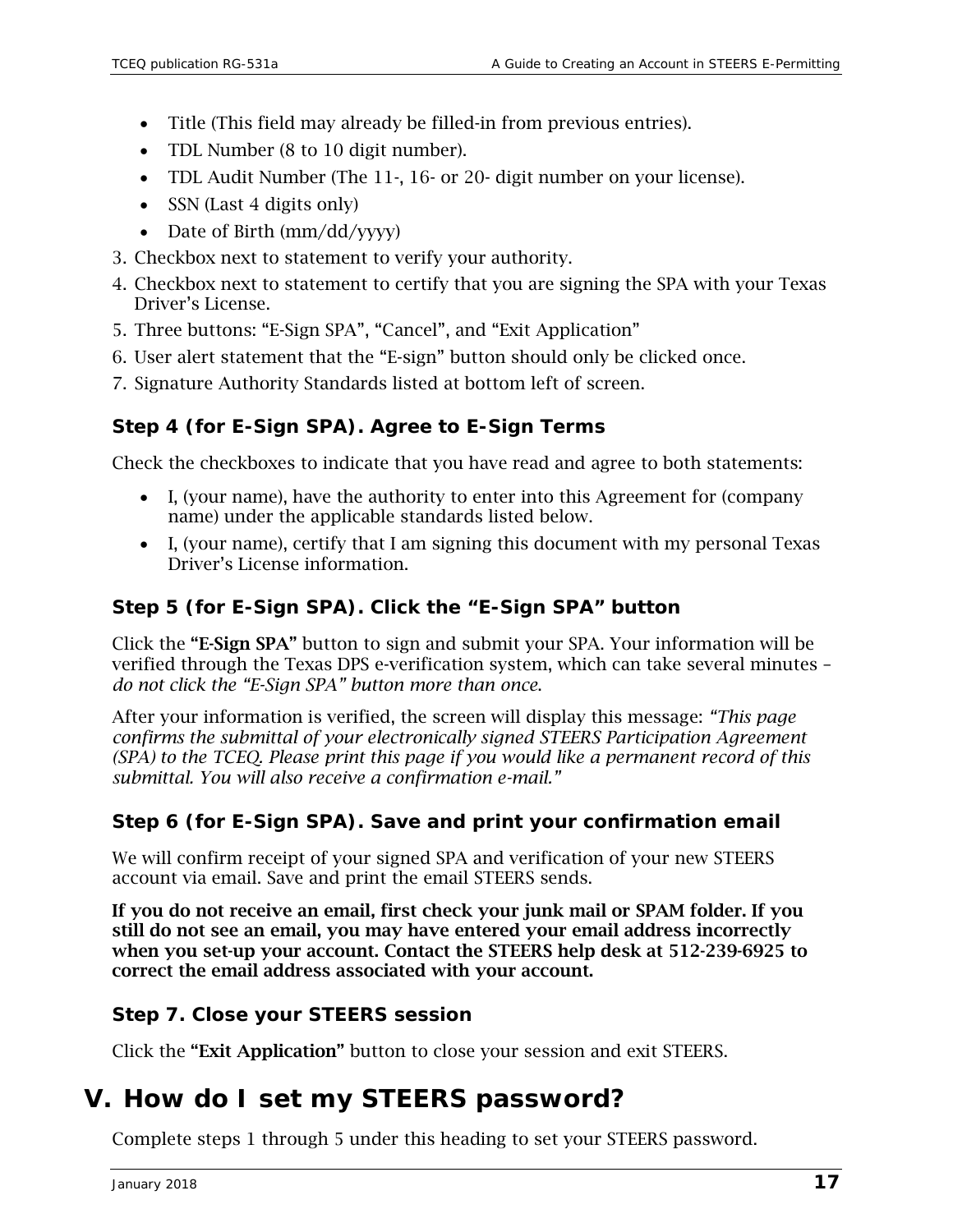- Title (This field may already be filled-in from previous entries).
- TDL Number (8 to 10 digit number).
- TDL Audit Number (The 11-, 16- or 20- digit number on your license).
- SSN (Last 4 digits only)
- Date of Birth (mm/dd/yyyy)

3. Checkbox next to statement to verify your authority.
4. Checkbox next to statement to certify that you are signing the SPA with your Texas Driver's License.
5. Three buttons: "E-Sign SPA", "Cancel", and "Exit Application"
6. User alert statement that the "E-sign" button should only be clicked once.
7. Signature Authority Standards listed at bottom left of screen.

### Step 4 (for E-Sign SPA). Agree to E-Sign Terms

Check the checkboxes to indicate that you have read and agree to both statements:

- I, (your name), have the authority to enter into this Agreement for (company name) under the applicable standards listed below.
- I, (your name), certify that I am signing this document with my personal Texas Driver's License information.

### Step 5 (for E-Sign SPA). Click the "E-Sign SPA" button

Click the **"E-Sign SPA"** button to sign and submit your SPA. Your information will be verified through the Texas DPS e-verification system, which can take several minutes – *do not click the "E-Sign SPA" button more than once.*

After your information is verified, the screen will display this message: *"This page confirms the submittal of your electronically signed STEERS Participation Agreement (SPA) to the TCEQ. Please print this page if you would like a permanent record of this submittal. You will also receive a confirmation e-mail."*

### Step 6 (for E-Sign SPA). Save and print your confirmation email

We will confirm receipt of your signed SPA and verification of your new STEERS account via email. Save and print the email STEERS sends.

**If you do not receive an email, first check your junk mail or SPAM folder. If you still do not see an email, you may have entered your email address incorrectly when you set-up your account. Contact the STEERS help desk at 512-239-6925 to correct the email address associated with your account.**

### Step 7. Close your STEERS session

Click the **"Exit Application"** button to close your session and exit STEERS.

## V. How do I set my STEERS password?

Complete steps 1 through 5 under this heading to set your STEERS password.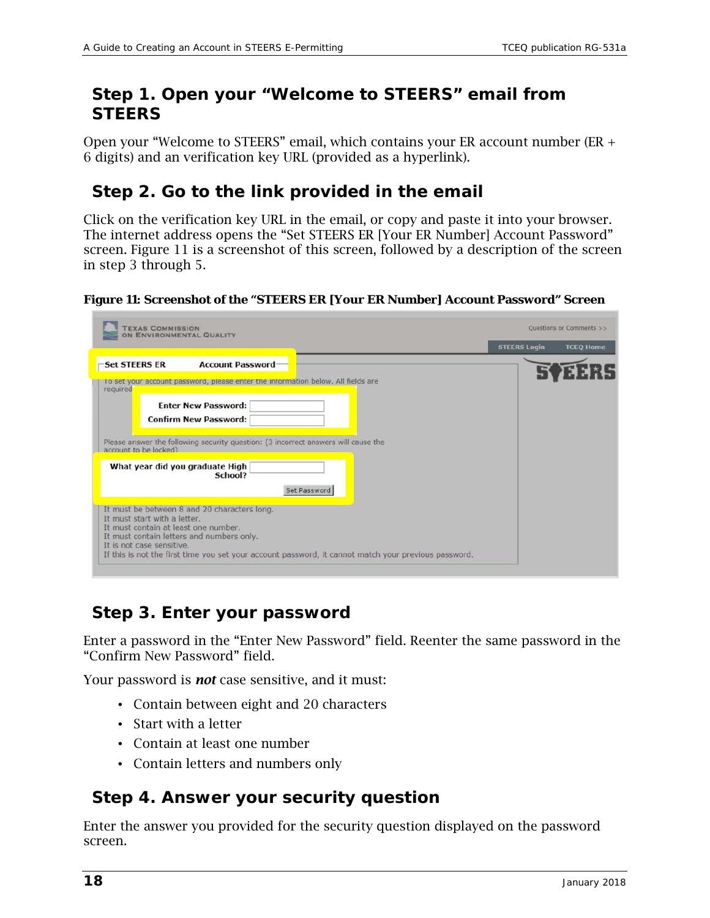## Step 1. Open your “Welcome to STEERS” email from STEERS

Open your “Welcome to STEERS” email, which contains your ER account number (ER + 6 digits) and an verification key URL (provided as a hyperlink).

## Step 2. Go to the link provided in the email

Click on the verification key URL in the email, or copy and paste it into your browser. The internet address opens the “Set STEERS ER [Your ER Number] Account Password” screen. Figure 11 is a screenshot of this screen, followed by a description of the screen in step 3 through 5.

**Figure 11: Screenshot of the “STEERS ER [Your ER Number] Account Password” Screen**

## Step 3. Enter your password

Enter a password in the “Enter New Password” field. Reenter the same password in the “Confirm New Password” field.

Your password is ***not*** case sensitive, and it must:

- Contain between eight and 20 characters
- Start with a letter
- Contain at least one number
- Contain letters and numbers only

## Step 4. Answer your security question

Enter the answer you provided for the security question displayed on the password screen.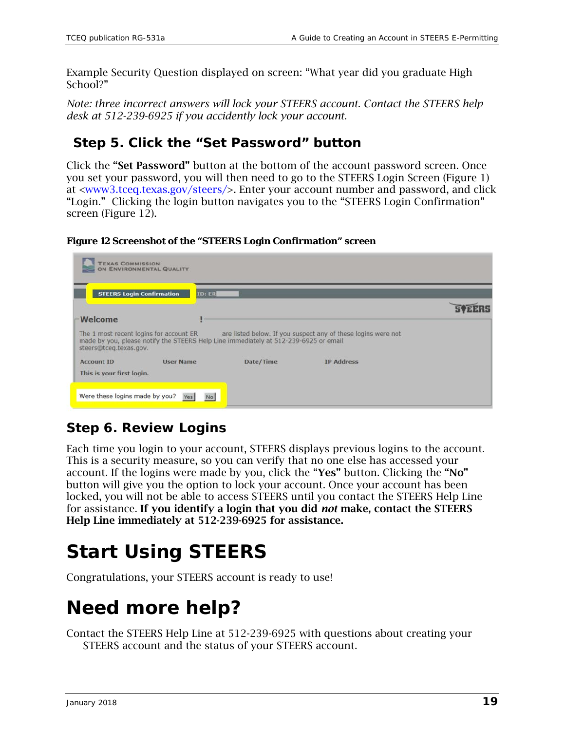Example Security Question displayed on screen: "What year did you graduate High School?"

*Note: three incorrect answers will lock your STEERS account. Contact the STEERS help desk at 512-239-6925 if you accidently lock your account.*

## Step 5. Click the "Set Password" button

Click the **"Set Password"** button at the bottom of the account password screen. Once you set your password, you will then need to go to the STEERS Login Screen (Figure 1) at <www3.tceq.texas.gov/steers/>. Enter your account number and password, and click "Login." Clicking the login button navigates you to the "STEERS Login Confirmation" screen (Figure 12).

**Figure 12 Screenshot of the "STEERS Login Confirmation" screen**

## Step 6. Review Logins

Each time you login to your account, STEERS displays previous logins to the account. This is a security measure, so you can verify that no one else has accessed your account. If the logins were made by you, click the **"Yes"** button. Clicking the **"No"** button will give you the option to lock your account. Once your account has been locked, you will not be able to access STEERS until you contact the STEERS Help Line for assistance. **If you identify a login that you did *not* make, contact the STEERS Help Line immediately at 512-239-6925 for assistance.**

# Start Using STEERS

Congratulations, your STEERS account is ready to use!

# Need more help?

Contact the STEERS Help Line at 512-239-6925 with questions about creating your STEERS account and the status of your STEERS account.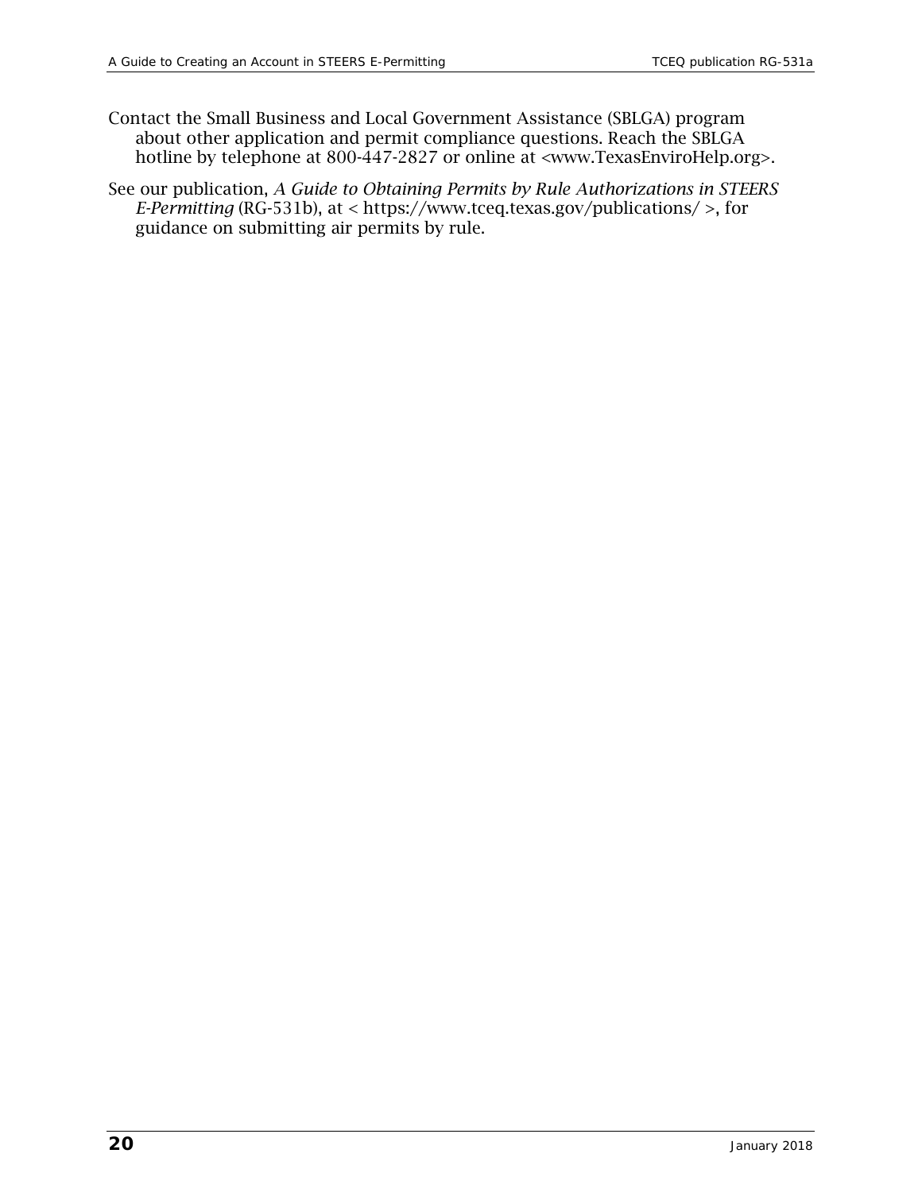Contact the Small Business and Local Government Assistance (SBLGA) program about other application and permit compliance questions. Reach the SBLGA hotline by telephone at 800-447-2827 or online at <www.TexasEnviroHelp.org>.

See our publication, *A Guide to Obtaining Permits by Rule Authorizations in STEERS E-Permitting* (RG-531b), at < https://www.tceq.texas.gov/publications/ >, for guidance on submitting air permits by rule.